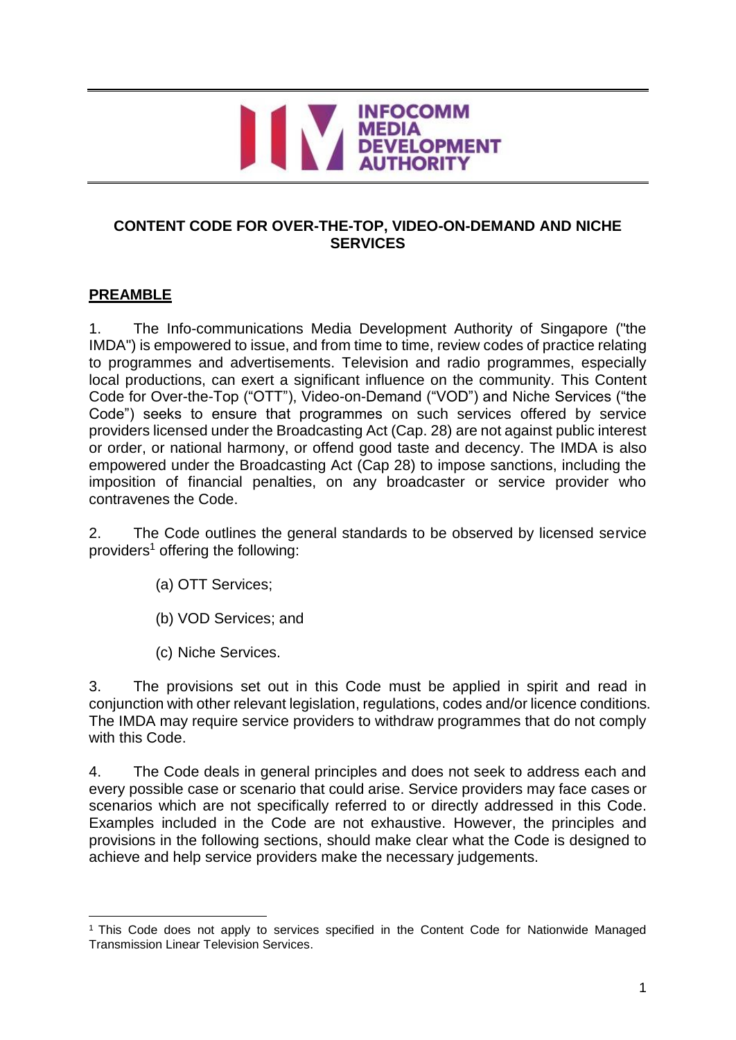INFOCOMM MEDIA DEVELOPMENT AUTHORITY

# CONTENT CODE FOR OVER-THE-TOP, VIDEO-ON-DEMAND AND NICHE SERVICES

## PREAMBLE

1. The Info-communications Media Development Authority of Singapore ("the IMDA") is empowered to issue, and from time to time, review codes of practice relating to programmes and advertisements. Television and radio programmes, especially local productions, can exert a significant influence on the community. This Content Code for Over-the-Top ("OTT"), Video-on-Demand ("VOD") and Niche Services ("the Code") seeks to ensure that programmes on such services offered by service providers licensed under the Broadcasting Act (Cap. 28) are not against public interest or order, or national harmony, or offend good taste and decency. The IMDA is also empowered under the Broadcasting Act (Cap 28) to impose sanctions, including the imposition of financial penalties, on any broadcaster or service provider who contravenes the Code.

2. The Code outlines the general standards to be observed by licensed service providers[1] offering the following:

   (a) OTT Services;

   (b) VOD Services; and

   (c) Niche Services.

3. The provisions set out in this Code must be applied in spirit and read in conjunction with other relevant legislation, regulations, codes and/or licence conditions. The IMDA may require service providers to withdraw programmes that do not comply with this Code.

4. The Code deals in general principles and does not seek to address each and every possible case or scenario that could arise. Service providers may face cases or scenarios which are not specifically referred to or directly addressed in this Code. Examples included in the Code are not exhaustive. However, the principles and provisions in the following sections, should make clear what the Code is designed to achieve and help service providers make the necessary judgements.

[1] This Code does not apply to services specified in the Content Code for Nationwide Managed Transmission Linear Television Services.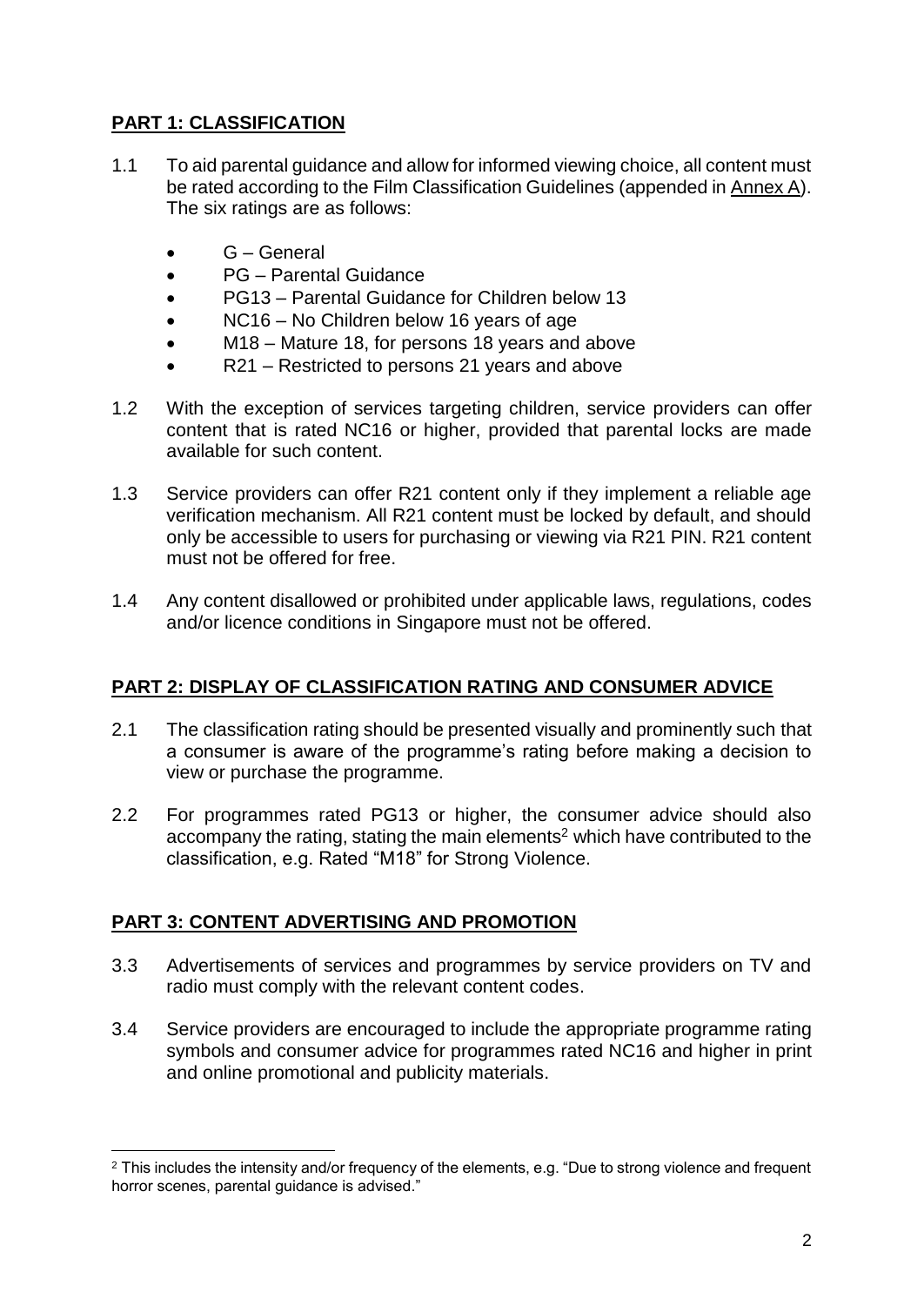## PART 1: CLASSIFICATION

1.1 To aid parental guidance and allow for informed viewing choice, all content must be rated according to the Film Classification Guidelines (appended in Annex A). The six ratings are as follows:

- G – General
- PG – Parental Guidance
- PG13 – Parental Guidance for Children below 13
- NC16 – No Children below 16 years of age
- M18 – Mature 18, for persons 18 years and above
- R21 – Restricted to persons 21 years and above

1.2 With the exception of services targeting children, service providers can offer content that is rated NC16 or higher, provided that parental locks are made available for such content.

1.3 Service providers can offer R21 content only if they implement a reliable age verification mechanism. All R21 content must be locked by default, and should only be accessible to users for purchasing or viewing via R21 PIN. R21 content must not be offered for free.

1.4 Any content disallowed or prohibited under applicable laws, regulations, codes and/or licence conditions in Singapore must not be offered.

## PART 2: DISPLAY OF CLASSIFICATION RATING AND CONSUMER ADVICE

2.1 The classification rating should be presented visually and prominently such that a consumer is aware of the programme's rating before making a decision to view or purchase the programme.

2.2 For programmes rated PG13 or higher, the consumer advice should also accompany the rating, stating the main elements[2] which have contributed to the classification, e.g. Rated "M18" for Strong Violence.

## PART 3: CONTENT ADVERTISING AND PROMOTION

3.3 Advertisements of services and programmes by service providers on TV and radio must comply with the relevant content codes.

3.4 Service providers are encouraged to include the appropriate programme rating symbols and consumer advice for programmes rated NC16 and higher in print and online promotional and publicity materials.

---

[2] This includes the intensity and/or frequency of the elements, e.g. "Due to strong violence and frequent horror scenes, parental guidance is advised."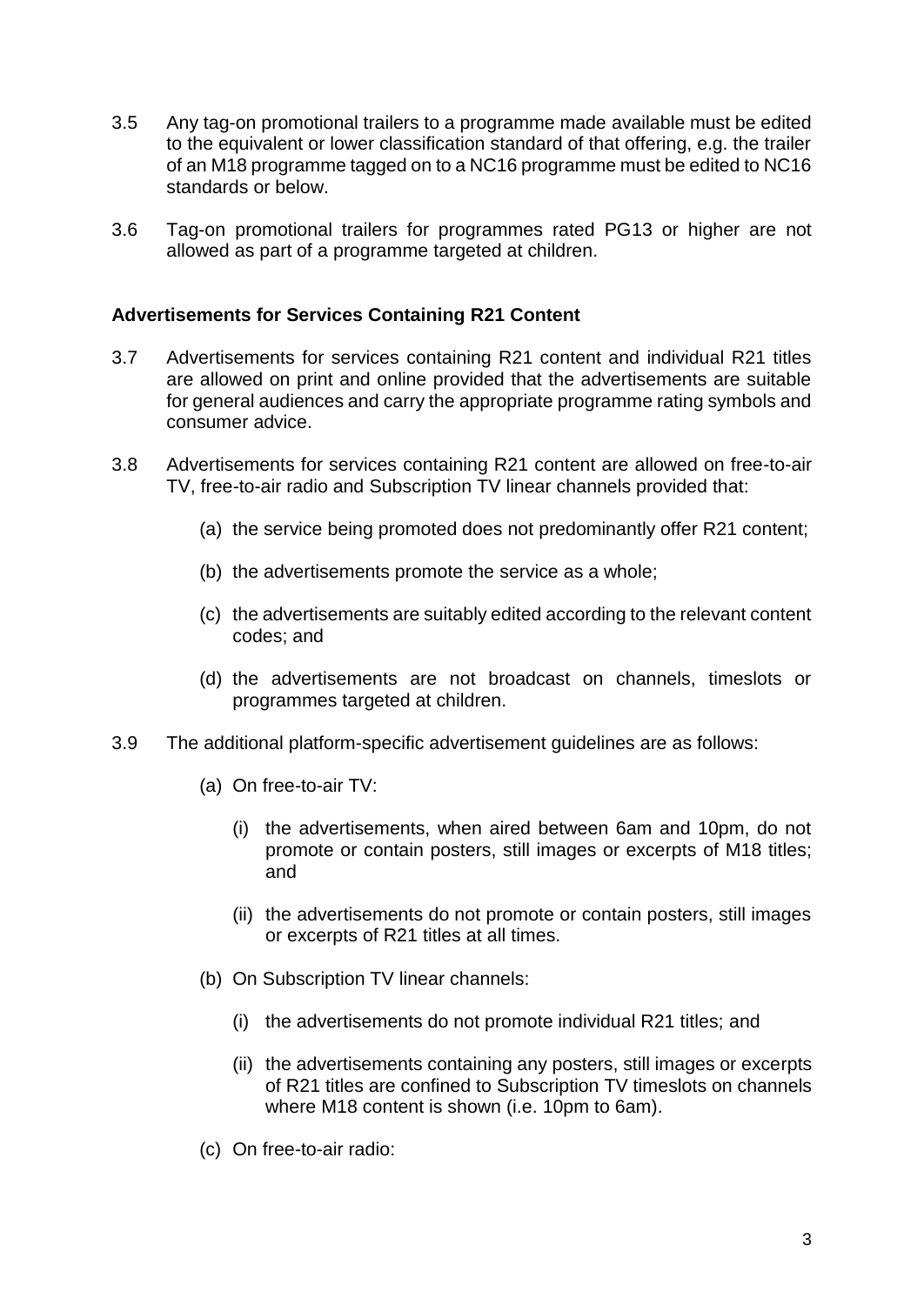3.5 Any tag-on promotional trailers to a programme made available must be edited to the equivalent or lower classification standard of that offering, e.g. the trailer of an M18 programme tagged on to a NC16 programme must be edited to NC16 standards or below.

3.6 Tag-on promotional trailers for programmes rated PG13 or higher are not allowed as part of a programme targeted at children.

**Advertisements for Services Containing R21 Content**

3.7 Advertisements for services containing R21 content and individual R21 titles are allowed on print and online provided that the advertisements are suitable for general audiences and carry the appropriate programme rating symbols and consumer advice.

3.8 Advertisements for services containing R21 content are allowed on free-to-air TV, free-to-air radio and Subscription TV linear channels provided that:

- (a) the service being promoted does not predominantly offer R21 content;
- (b) the advertisements promote the service as a whole;
- (c) the advertisements are suitably edited according to the relevant content codes; and
- (d) the advertisements are not broadcast on channels, timeslots or programmes targeted at children.

3.9 The additional platform-specific advertisement guidelines are as follows:

- (a) On free-to-air TV:
    - (i) the advertisements, when aired between 6am and 10pm, do not promote or contain posters, still images or excerpts of M18 titles; and
    - (ii) the advertisements do not promote or contain posters, still images or excerpts of R21 titles at all times.
- (b) On Subscription TV linear channels:
    - (i) the advertisements do not promote individual R21 titles; and
    - (ii) the advertisements containing any posters, still images or excerpts of R21 titles are confined to Subscription TV timeslots on channels where M18 content is shown (i.e. 10pm to 6am).
- (c) On free-to-air radio: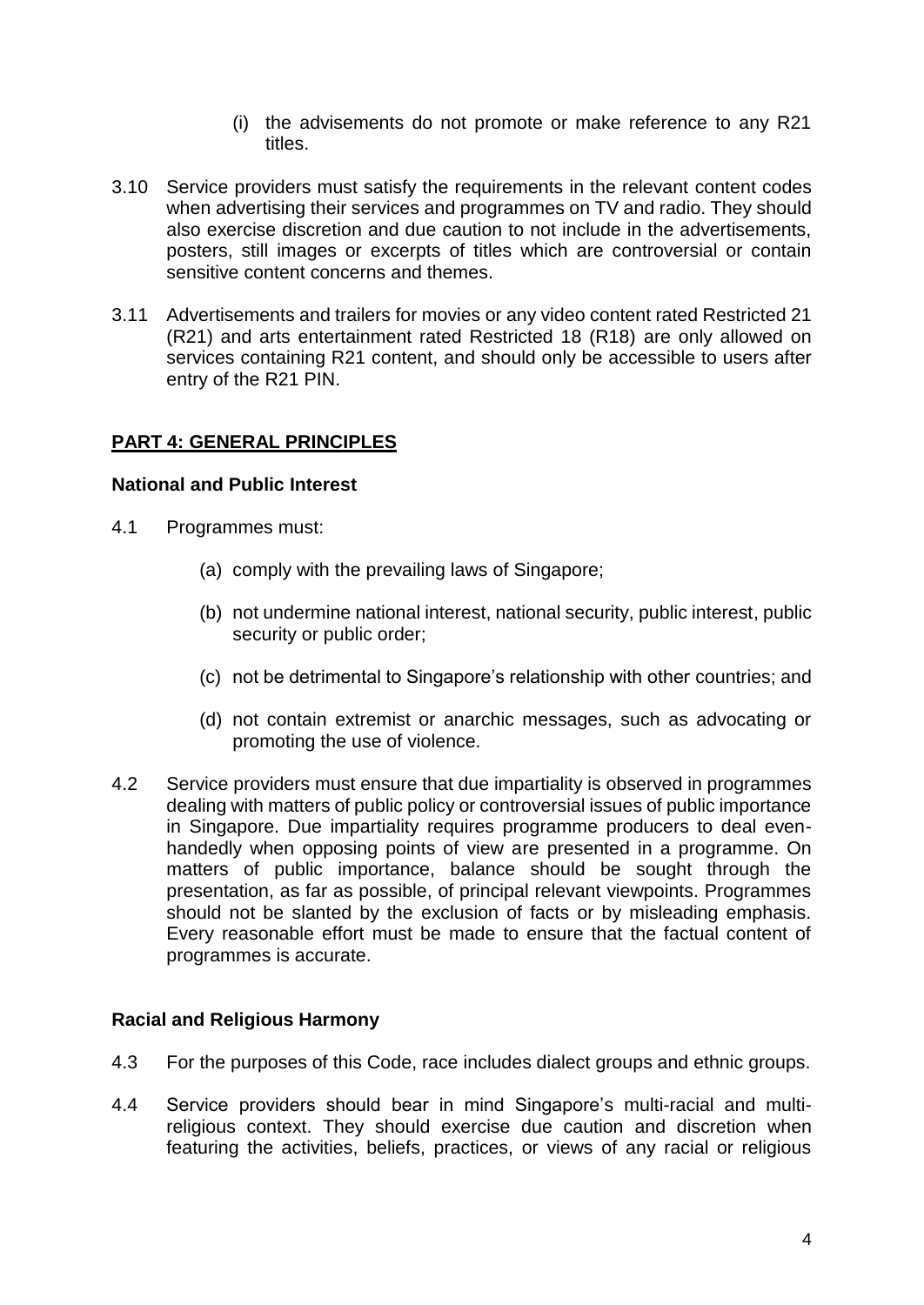(i) the advisements do not promote or make reference to any R21 titles.

3.10 Service providers must satisfy the requirements in the relevant content codes when advertising their services and programmes on TV and radio. They should also exercise discretion and due caution to not include in the advertisements, posters, still images or excerpts of titles which are controversial or contain sensitive content concerns and themes.

3.11 Advertisements and trailers for movies or any video content rated Restricted 21 (R21) and arts entertainment rated Restricted 18 (R18) are only allowed on services containing R21 content, and should only be accessible to users after entry of the R21 PIN.

## PART 4: GENERAL PRINCIPLES

### National and Public Interest

4.1 Programmes must:

(a) comply with the prevailing laws of Singapore;

(b) not undermine national interest, national security, public interest, public security or public order;

(c) not be detrimental to Singapore's relationship with other countries; and

(d) not contain extremist or anarchic messages, such as advocating or promoting the use of violence.

4.2 Service providers must ensure that due impartiality is observed in programmes dealing with matters of public policy or controversial issues of public importance in Singapore. Due impartiality requires programme producers to deal even-handedly when opposing points of view are presented in a programme. On matters of public importance, balance should be sought through the presentation, as far as possible, of principal relevant viewpoints. Programmes should not be slanted by the exclusion of facts or by misleading emphasis. Every reasonable effort must be made to ensure that the factual content of programmes is accurate.

### Racial and Religious Harmony

4.3 For the purposes of this Code, race includes dialect groups and ethnic groups.

4.4 Service providers should bear in mind Singapore's multi-racial and multi-religious context. They should exercise due caution and discretion when featuring the activities, beliefs, practices, or views of any racial or religious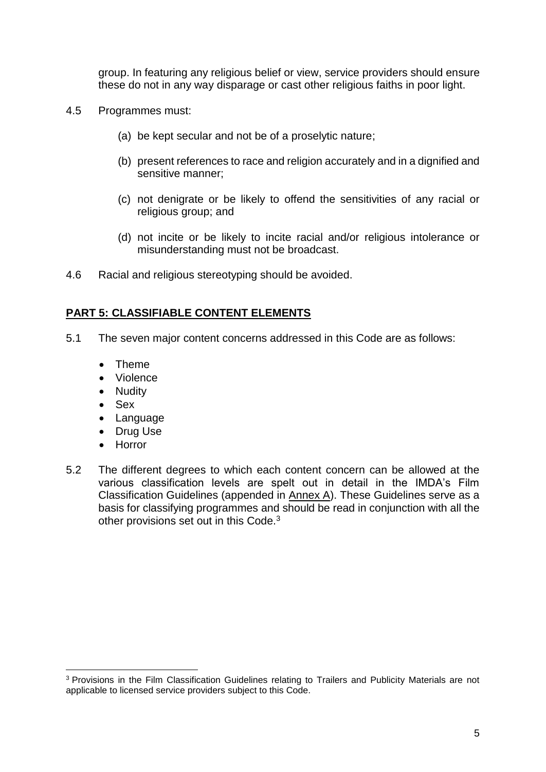group. In featuring any religious belief or view, service providers should ensure these do not in any way disparage or cast other religious faiths in poor light.

4.5 Programmes must:

(a) be kept secular and not be of a proselytic nature;

(b) present references to race and religion accurately and in a dignified and sensitive manner;

(c) not denigrate or be likely to offend the sensitivities of any racial or religious group; and

(d) not incite or be likely to incite racial and/or religious intolerance or misunderstanding must not be broadcast.

4.6 Racial and religious stereotyping should be avoided.

## **PART 5: CLASSIFIABLE CONTENT ELEMENTS**

5.1 The seven major content concerns addressed in this Code are as follows:

- Theme
- Violence
- Nudity
- Sex
- Language
- Drug Use
- Horror

5.2 The different degrees to which each content concern can be allowed at the various classification levels are spelt out in detail in the IMDA's Film Classification Guidelines (appended in Annex A). These Guidelines serve as a basis for classifying programmes and should be read in conjunction with all the other provisions set out in this Code.[3]

[3] Provisions in the Film Classification Guidelines relating to Trailers and Publicity Materials are not applicable to licensed service providers subject to this Code.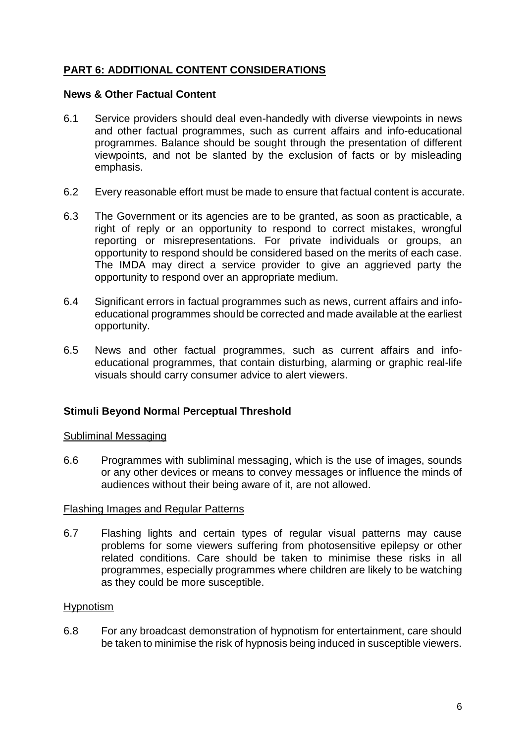## PART 6: ADDITIONAL CONTENT CONSIDERATIONS

### News & Other Factual Content

6.1 Service providers should deal even-handedly with diverse viewpoints in news and other factual programmes, such as current affairs and info-educational programmes. Balance should be sought through the presentation of different viewpoints, and not be slanted by the exclusion of facts or by misleading emphasis.

6.2 Every reasonable effort must be made to ensure that factual content is accurate.

6.3 The Government or its agencies are to be granted, as soon as practicable, a right of reply or an opportunity to respond to correct mistakes, wrongful reporting or misrepresentations. For private individuals or groups, an opportunity to respond should be considered based on the merits of each case. The IMDA may direct a service provider to give an aggrieved party the opportunity to respond over an appropriate medium.

6.4 Significant errors in factual programmes such as news, current affairs and info-educational programmes should be corrected and made available at the earliest opportunity.

6.5 News and other factual programmes, such as current affairs and info-educational programmes, that contain disturbing, alarming or graphic real-life visuals should carry consumer advice to alert viewers.

### Stimuli Beyond Normal Perceptual Threshold

#### Subliminal Messaging

6.6 Programmes with subliminal messaging, which is the use of images, sounds or any other devices or means to convey messages or influence the minds of audiences without their being aware of it, are not allowed.

#### Flashing Images and Regular Patterns

6.7 Flashing lights and certain types of regular visual patterns may cause problems for some viewers suffering from photosensitive epilepsy or other related conditions. Care should be taken to minimise these risks in all programmes, especially programmes where children are likely to be watching as they could be more susceptible.

#### Hypnotism

6.8 For any broadcast demonstration of hypnotism for entertainment, care should be taken to minimise the risk of hypnosis being induced in susceptible viewers.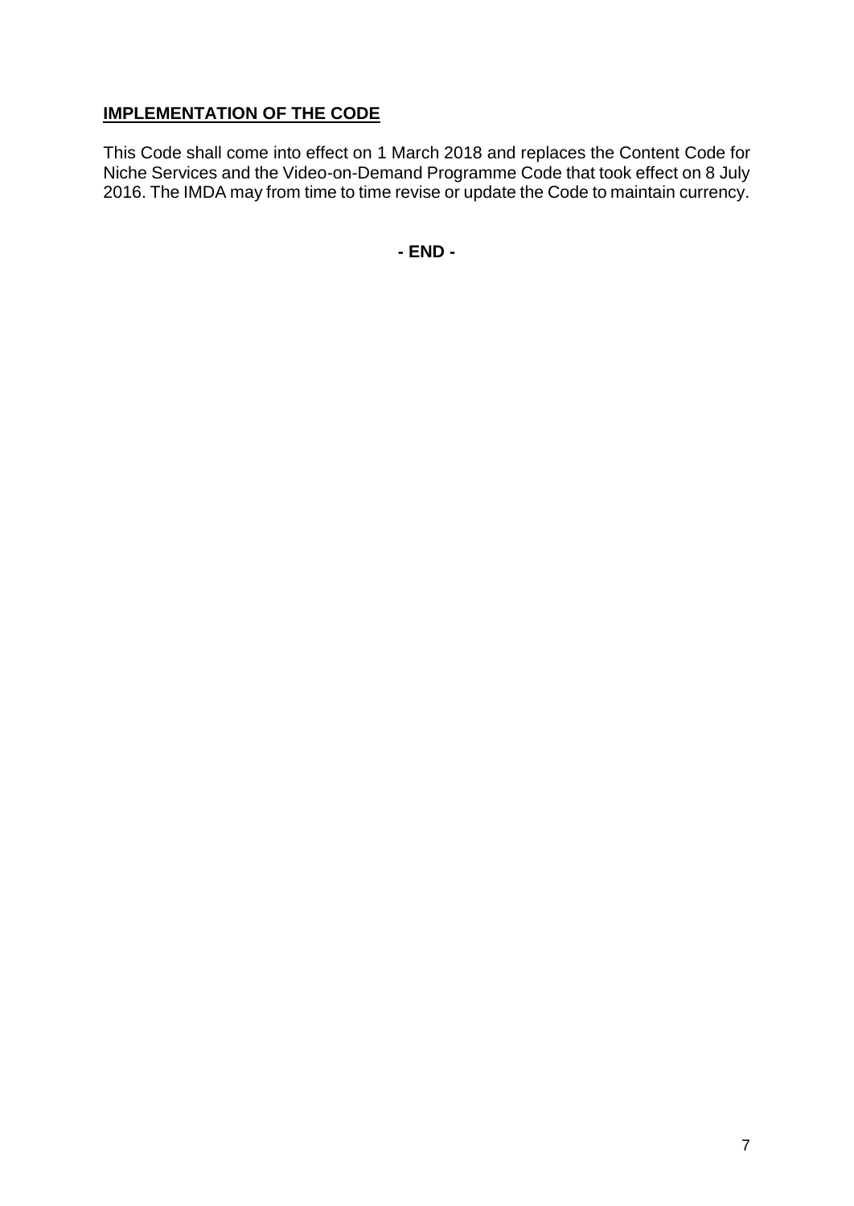## **IMPLEMENTATION OF THE CODE**

This Code shall come into effect on 1 March 2018 and replaces the Content Code for Niche Services and the Video-on-Demand Programme Code that took effect on 8 July 2016. The IMDA may from time to time revise or update the Code to maintain currency.

**- END -**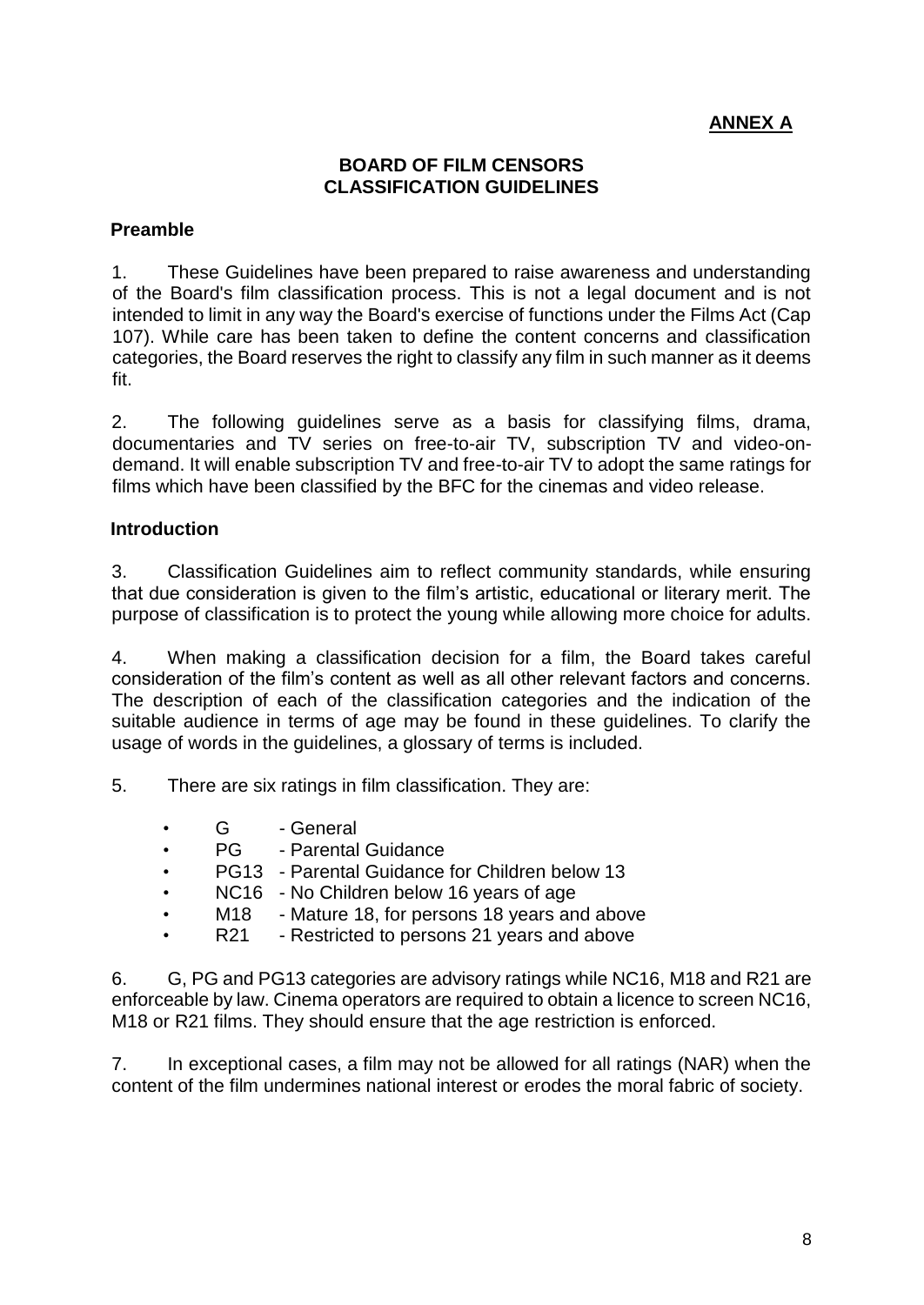**ANNEX A**

# BOARD OF FILM CENSORS CLASSIFICATION GUIDELINES

## Preamble

1. These Guidelines have been prepared to raise awareness and understanding of the Board's film classification process. This is not a legal document and is not intended to limit in any way the Board's exercise of functions under the Films Act (Cap 107). While care has been taken to define the content concerns and classification categories, the Board reserves the right to classify any film in such manner as it deems fit.

2. The following guidelines serve as a basis for classifying films, drama, documentaries and TV series on free-to-air TV, subscription TV and video-on-demand. It will enable subscription TV and free-to-air TV to adopt the same ratings for films which have been classified by the BFC for the cinemas and video release.

## Introduction

3. Classification Guidelines aim to reflect community standards, while ensuring that due consideration is given to the film's artistic, educational or literary merit. The purpose of classification is to protect the young while allowing more choice for adults.

4. When making a classification decision for a film, the Board takes careful consideration of the film's content as well as all other relevant factors and concerns. The description of each of the classification categories and the indication of the suitable audience in terms of age may be found in these guidelines. To clarify the usage of words in the guidelines, a glossary of terms is included.

5. There are six ratings in film classification. They are:

- G - General
- PG - Parental Guidance
- PG13 - Parental Guidance for Children below 13
- NC16 - No Children below 16 years of age
- M18 - Mature 18, for persons 18 years and above
- R21 - Restricted to persons 21 years and above

6. G, PG and PG13 categories are advisory ratings while NC16, M18 and R21 are enforceable by law. Cinema operators are required to obtain a licence to screen NC16, M18 or R21 films. They should ensure that the age restriction is enforced.

7. In exceptional cases, a film may not be allowed for all ratings (NAR) when the content of the film undermines national interest or erodes the moral fabric of society.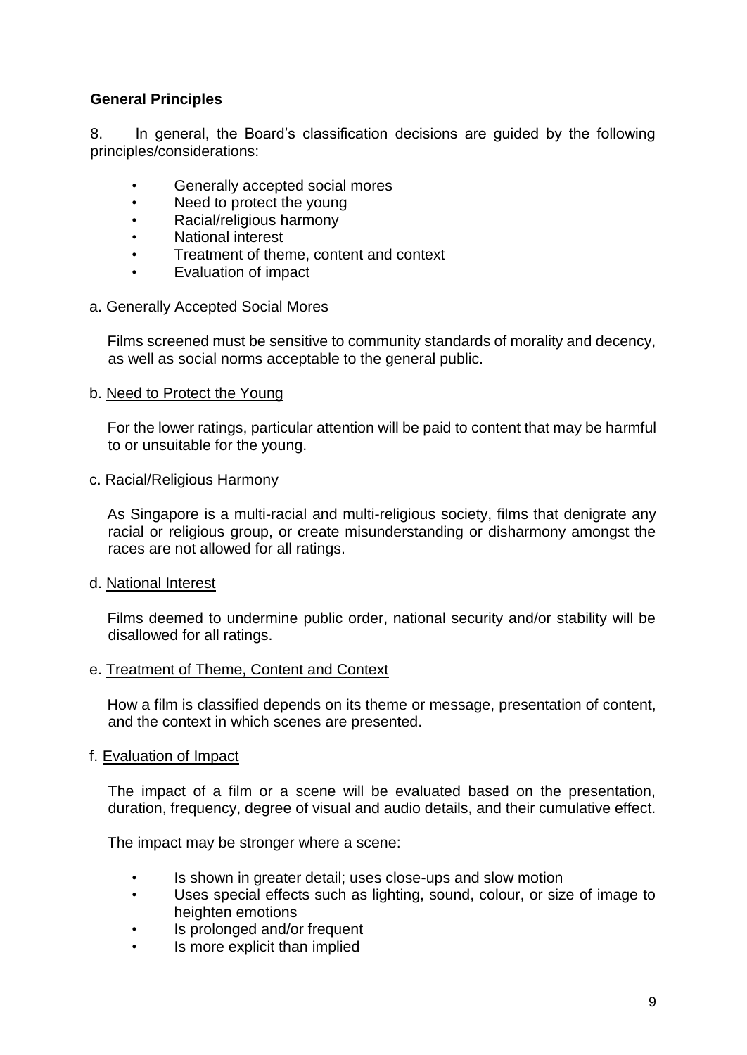## General Principles

8. In general, the Board's classification decisions are guided by the following principles/considerations:

- Generally accepted social mores
- Need to protect the young
- Racial/religious harmony
- National interest
- Treatment of theme, content and context
- Evaluation of impact

a. Generally Accepted Social Mores

Films screened must be sensitive to community standards of morality and decency, as well as social norms acceptable to the general public.

b. Need to Protect the Young

For the lower ratings, particular attention will be paid to content that may be harmful to or unsuitable for the young.

c. Racial/Religious Harmony

As Singapore is a multi-racial and multi-religious society, films that denigrate any racial or religious group, or create misunderstanding or disharmony amongst the races are not allowed for all ratings.

d. National Interest

Films deemed to undermine public order, national security and/or stability will be disallowed for all ratings.

e. Treatment of Theme, Content and Context

How a film is classified depends on its theme or message, presentation of content, and the context in which scenes are presented.

f. Evaluation of Impact

The impact of a film or a scene will be evaluated based on the presentation, duration, frequency, degree of visual and audio details, and their cumulative effect.

The impact may be stronger where a scene:

- Is shown in greater detail; uses close-ups and slow motion
- Uses special effects such as lighting, sound, colour, or size of image to heighten emotions
- Is prolonged and/or frequent
- Is more explicit than implied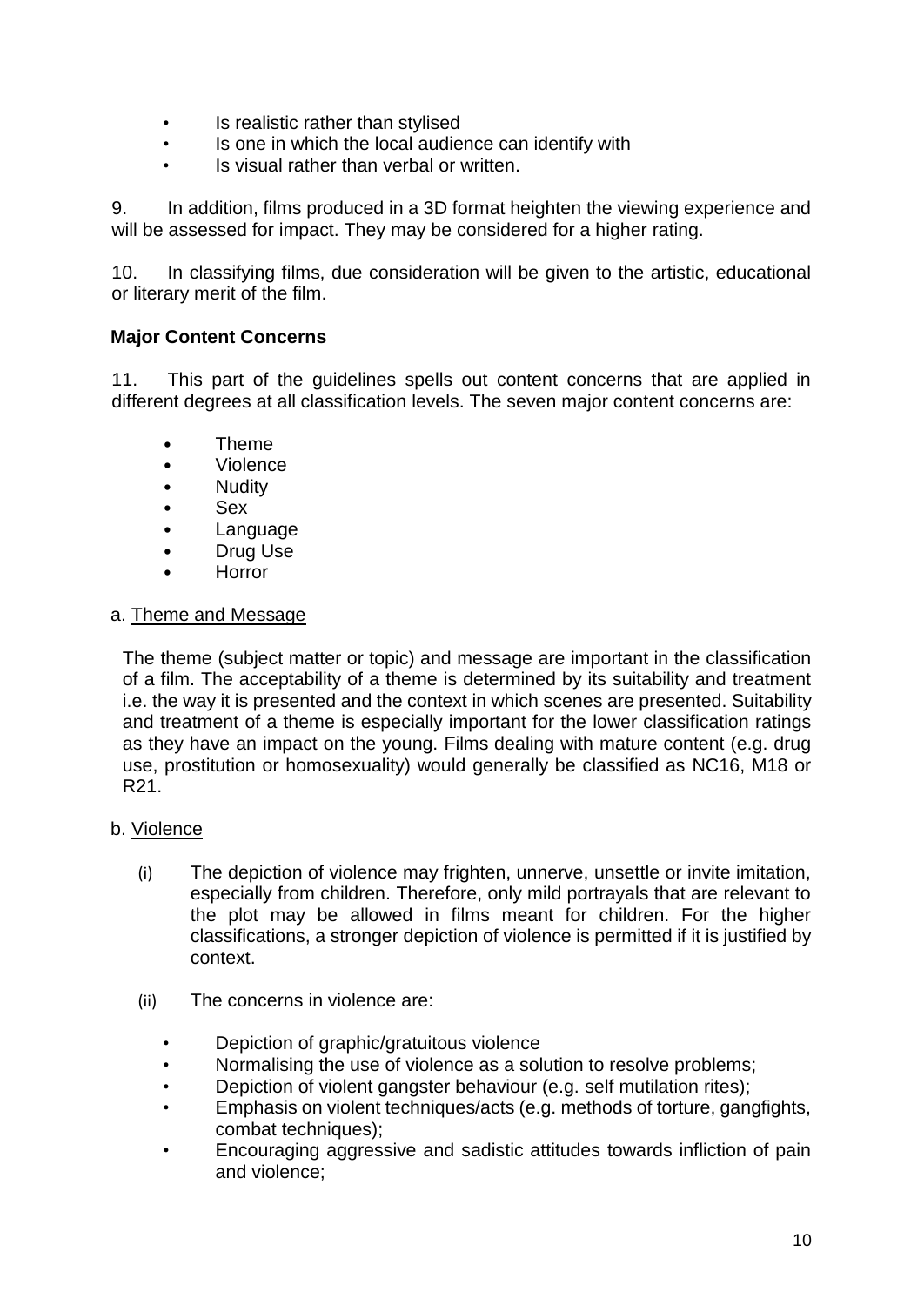- Is realistic rather than stylised
- Is one in which the local audience can identify with
- Is visual rather than verbal or written.

9. In addition, films produced in a 3D format heighten the viewing experience and will be assessed for impact. They may be considered for a higher rating.

10. In classifying films, due consideration will be given to the artistic, educational or literary merit of the film.

**Major Content Concerns**

11. This part of the guidelines spells out content concerns that are applied in different degrees at all classification levels. The seven major content concerns are:

- Theme
- Violence
- Nudity
- Sex
- Language
- Drug Use
- Horror

a. Theme and Message

The theme (subject matter or topic) and message are important in the classification of a film. The acceptability of a theme is determined by its suitability and treatment i.e. the way it is presented and the context in which scenes are presented. Suitability and treatment of a theme is especially important for the lower classification ratings as they have an impact on the young. Films dealing with mature content (e.g. drug use, prostitution or homosexuality) would generally be classified as NC16, M18 or R21.

b. Violence

(i) The depiction of violence may frighten, unnerve, unsettle or invite imitation, especially from children. Therefore, only mild portrayals that are relevant to the plot may be allowed in films meant for children. For the higher classifications, a stronger depiction of violence is permitted if it is justified by context.

(ii) The concerns in violence are:

- Depiction of graphic/gratuitous violence
- Normalising the use of violence as a solution to resolve problems;
- Depiction of violent gangster behaviour (e.g. self mutilation rites);
- Emphasis on violent techniques/acts (e.g. methods of torture, gangfights, combat techniques);
- Encouraging aggressive and sadistic attitudes towards infliction of pain and violence;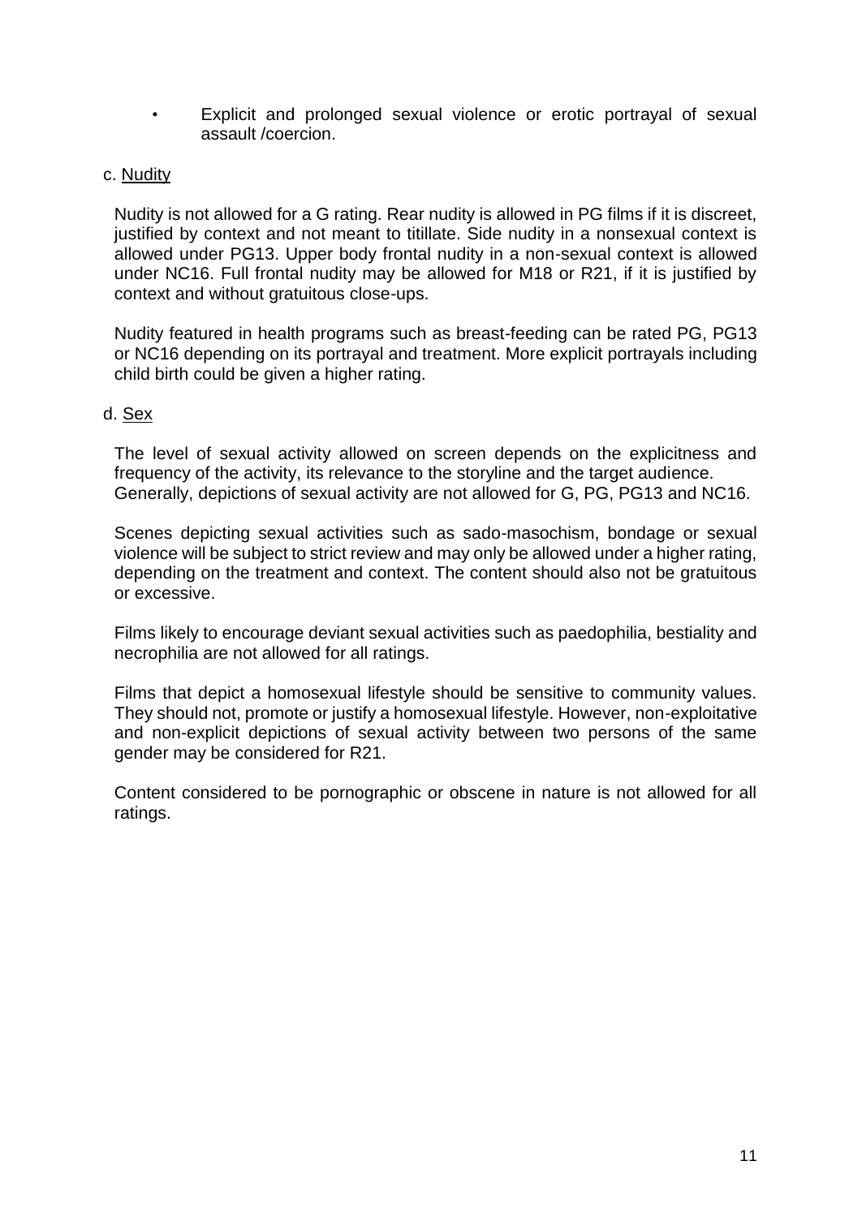- Explicit and prolonged sexual violence or erotic portrayal of sexual assault /coercion.

c. Nudity

Nudity is not allowed for a G rating. Rear nudity is allowed in PG films if it is discreet, justified by context and not meant to titillate. Side nudity in a nonsexual context is allowed under PG13. Upper body frontal nudity in a non-sexual context is allowed under NC16. Full frontal nudity may be allowed for M18 or R21, if it is justified by context and without gratuitous close-ups.

Nudity featured in health programs such as breast-feeding can be rated PG, PG13 or NC16 depending on its portrayal and treatment. More explicit portrayals including child birth could be given a higher rating.

d. Sex

The level of sexual activity allowed on screen depends on the explicitness and frequency of the activity, its relevance to the storyline and the target audience. Generally, depictions of sexual activity are not allowed for G, PG, PG13 and NC16.

Scenes depicting sexual activities such as sado-masochism, bondage or sexual violence will be subject to strict review and may only be allowed under a higher rating, depending on the treatment and context. The content should also not be gratuitous or excessive.

Films likely to encourage deviant sexual activities such as paedophilia, bestiality and necrophilia are not allowed for all ratings.

Films that depict a homosexual lifestyle should be sensitive to community values. They should not, promote or justify a homosexual lifestyle. However, non-exploitative and non-explicit depictions of sexual activity between two persons of the same gender may be considered for R21.

Content considered to be pornographic or obscene in nature is not allowed for all ratings.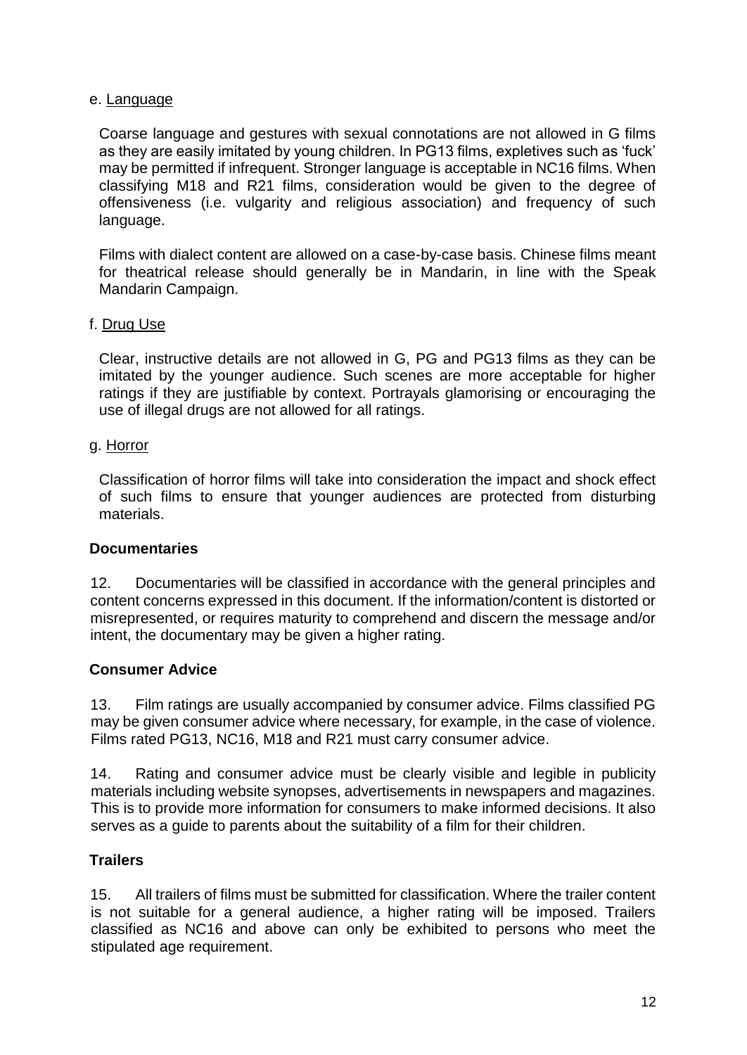e. Language

Coarse language and gestures with sexual connotations are not allowed in G films as they are easily imitated by young children. In PG13 films, expletives such as 'fuck' may be permitted if infrequent. Stronger language is acceptable in NC16 films. When classifying M18 and R21 films, consideration would be given to the degree of offensiveness (i.e. vulgarity and religious association) and frequency of such language.

Films with dialect content are allowed on a case-by-case basis. Chinese films meant for theatrical release should generally be in Mandarin, in line with the Speak Mandarin Campaign.

f. Drug Use

Clear, instructive details are not allowed in G, PG and PG13 films as they can be imitated by the younger audience. Such scenes are more acceptable for higher ratings if they are justifiable by context. Portrayals glamorising or encouraging the use of illegal drugs are not allowed for all ratings.

g. Horror

Classification of horror films will take into consideration the impact and shock effect of such films to ensure that younger audiences are protected from disturbing materials.

**Documentaries**

12. Documentaries will be classified in accordance with the general principles and content concerns expressed in this document. If the information/content is distorted or misrepresented, or requires maturity to comprehend and discern the message and/or intent, the documentary may be given a higher rating.

**Consumer Advice**

13. Film ratings are usually accompanied by consumer advice. Films classified PG may be given consumer advice where necessary, for example, in the case of violence. Films rated PG13, NC16, M18 and R21 must carry consumer advice.

14. Rating and consumer advice must be clearly visible and legible in publicity materials including website synopses, advertisements in newspapers and magazines. This is to provide more information for consumers to make informed decisions. It also serves as a guide to parents about the suitability of a film for their children.

**Trailers**

15. All trailers of films must be submitted for classification. Where the trailer content is not suitable for a general audience, a higher rating will be imposed. Trailers classified as NC16 and above can only be exhibited to persons who meet the stipulated age requirement.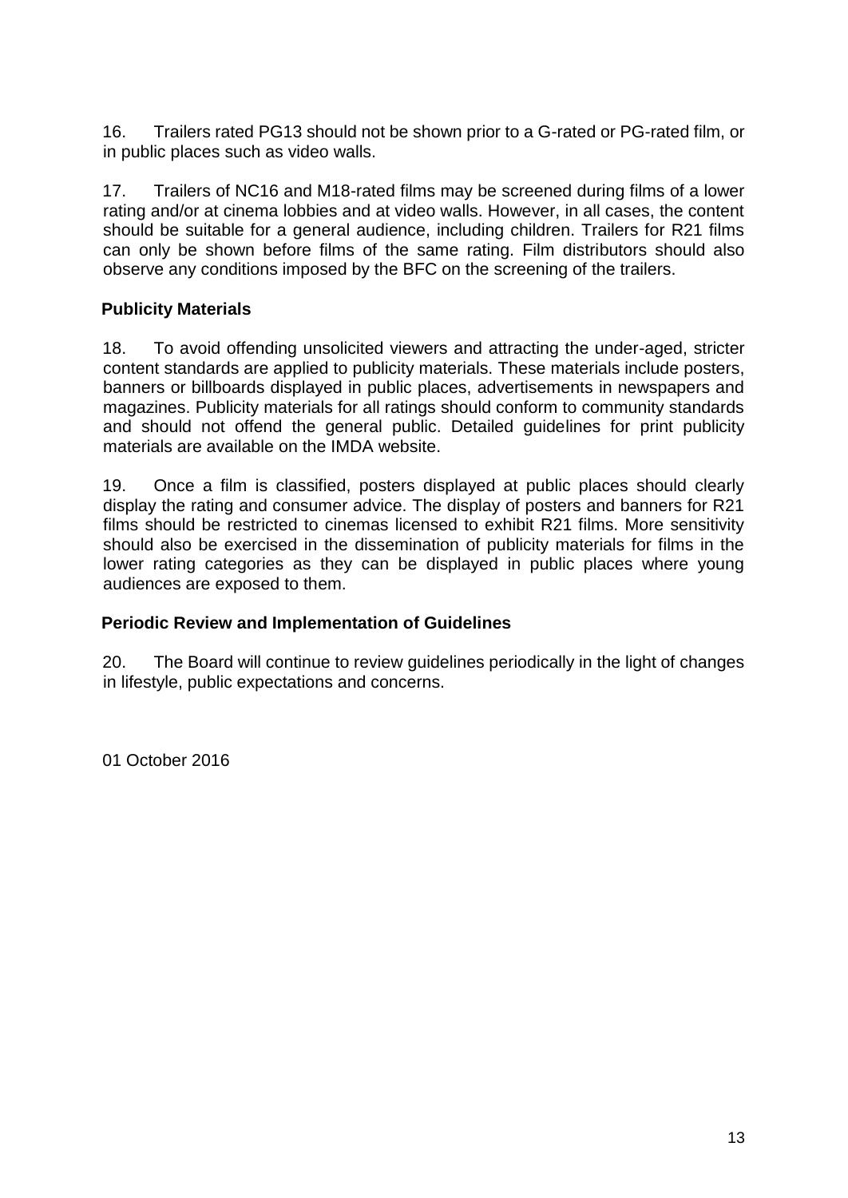16. Trailers rated PG13 should not be shown prior to a G-rated or PG-rated film, or in public places such as video walls.

17. Trailers of NC16 and M18-rated films may be screened during films of a lower rating and/or at cinema lobbies and at video walls. However, in all cases, the content should be suitable for a general audience, including children. Trailers for R21 films can only be shown before films of the same rating. Film distributors should also observe any conditions imposed by the BFC on the screening of the trailers.

**Publicity Materials**

18. To avoid offending unsolicited viewers and attracting the under-aged, stricter content standards are applied to publicity materials. These materials include posters, banners or billboards displayed in public places, advertisements in newspapers and magazines. Publicity materials for all ratings should conform to community standards and should not offend the general public. Detailed guidelines for print publicity materials are available on the IMDA website.

19. Once a film is classified, posters displayed at public places should clearly display the rating and consumer advice. The display of posters and banners for R21 films should be restricted to cinemas licensed to exhibit R21 films. More sensitivity should also be exercised in the dissemination of publicity materials for films in the lower rating categories as they can be displayed in public places where young audiences are exposed to them.

**Periodic Review and Implementation of Guidelines**

20. The Board will continue to review guidelines periodically in the light of changes in lifestyle, public expectations and concerns.

01 October 2016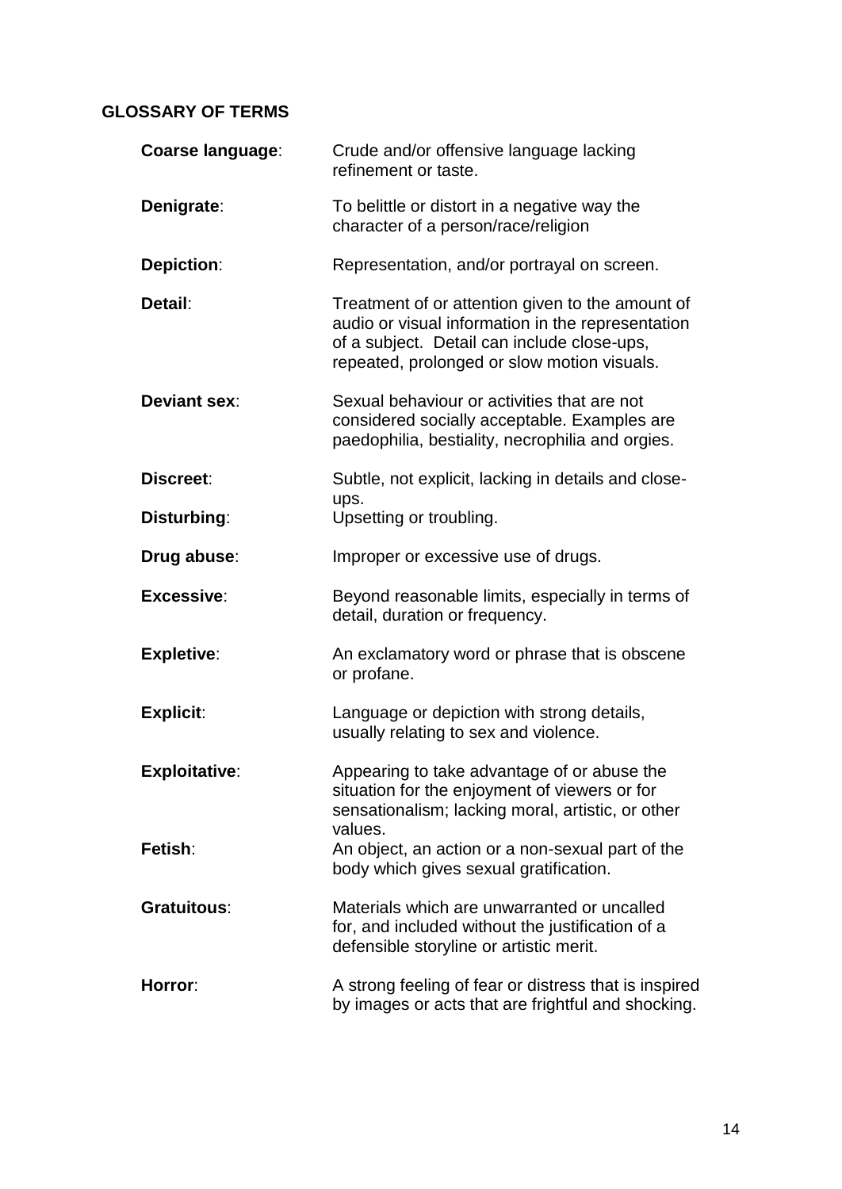## GLOSSARY OF TERMS

**Coarse language**: Crude and/or offensive language lacking refinement or taste.

**Denigrate**: To belittle or distort in a negative way the character of a person/race/religion

**Depiction**: Representation, and/or portrayal on screen.

**Detail**: Treatment of or attention given to the amount of audio or visual information in the representation of a subject. Detail can include close-ups, repeated, prolonged or slow motion visuals.

**Deviant sex**: Sexual behaviour or activities that are not considered socially acceptable. Examples are paedophilia, bestiality, necrophilia and orgies.

**Discreet**: Subtle, not explicit, lacking in details and close-ups.

**Disturbing**: Upsetting or troubling.

**Drug abuse**: Improper or excessive use of drugs.

**Excessive**: Beyond reasonable limits, especially in terms of detail, duration or frequency.

**Expletive**: An exclamatory word or phrase that is obscene or profane.

**Explicit**: Language or depiction with strong details, usually relating to sex and violence.

**Exploitative**: Appearing to take advantage of or abuse the situation for the enjoyment of viewers or for sensationalism; lacking moral, artistic, or other values.

**Fetish**: An object, an action or a non-sexual part of the body which gives sexual gratification.

**Gratuitous**: Materials which are unwarranted or uncalled for, and included without the justification of a defensible storyline or artistic merit.

**Horror**: A strong feeling of fear or distress that is inspired by images or acts that are frightful and shocking.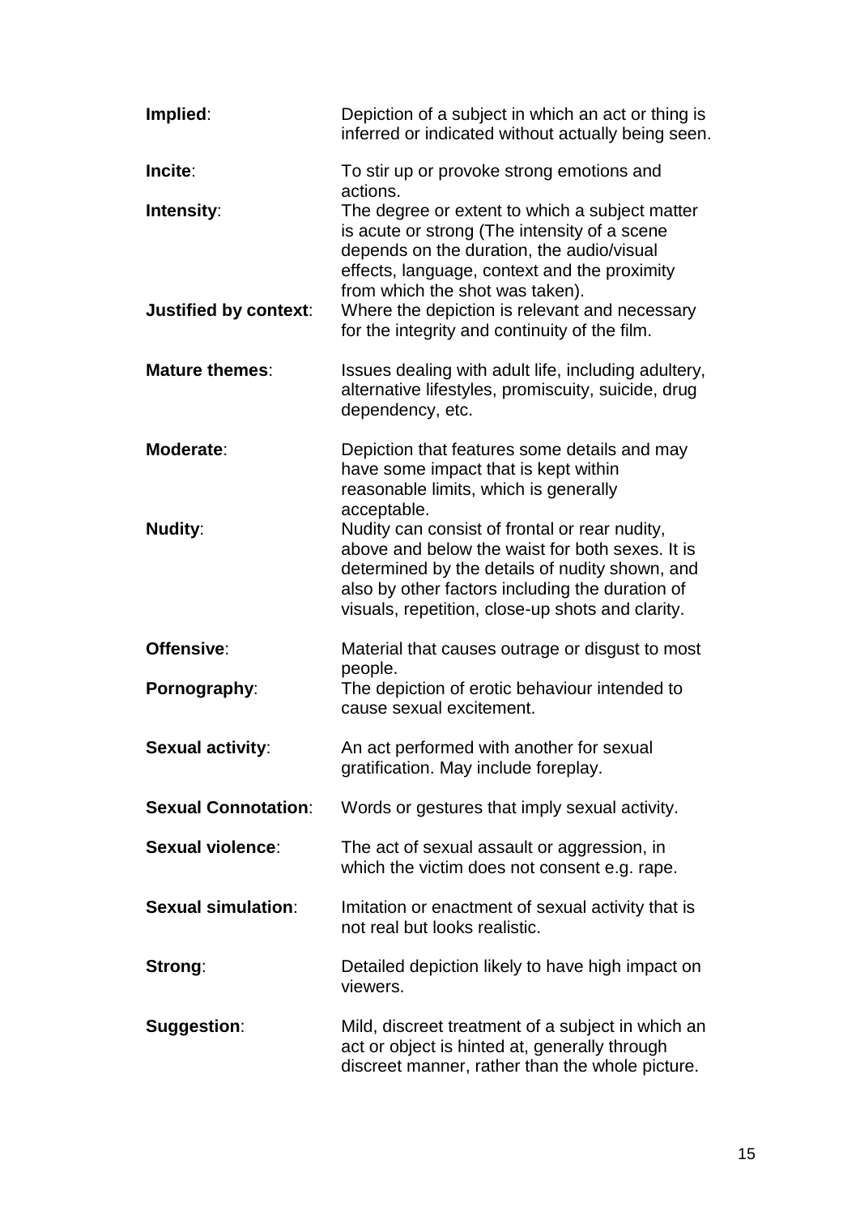**Implied**: Depiction of a subject in which an act or thing is inferred or indicated without actually being seen.

**Incite**: To stir up or provoke strong emotions and actions.

**Intensity**: The degree or extent to which a subject matter is acute or strong (The intensity of a scene depends on the duration, the audio/visual effects, language, context and the proximity from which the shot was taken).

**Justified by context**: Where the depiction is relevant and necessary for the integrity and continuity of the film.

**Mature themes**: Issues dealing with adult life, including adultery, alternative lifestyles, promiscuity, suicide, drug dependency, etc.

**Moderate**: Depiction that features some details and may have some impact that is kept within reasonable limits, which is generally acceptable.

**Nudity**: Nudity can consist of frontal or rear nudity, above and below the waist for both sexes. It is determined by the details of nudity shown, and also by other factors including the duration of visuals, repetition, close-up shots and clarity.

**Offensive**: Material that causes outrage or disgust to most people.

**Pornography**: The depiction of erotic behaviour intended to cause sexual excitement.

**Sexual activity**: An act performed with another for sexual gratification. May include foreplay.

**Sexual Connotation**: Words or gestures that imply sexual activity.

**Sexual violence**: The act of sexual assault or aggression, in which the victim does not consent e.g. rape.

**Sexual simulation**: Imitation or enactment of sexual activity that is not real but looks realistic.

**Strong**: Detailed depiction likely to have high impact on viewers.

**Suggestion**: Mild, discreet treatment of a subject in which an act or object is hinted at, generally through discreet manner, rather than the whole picture.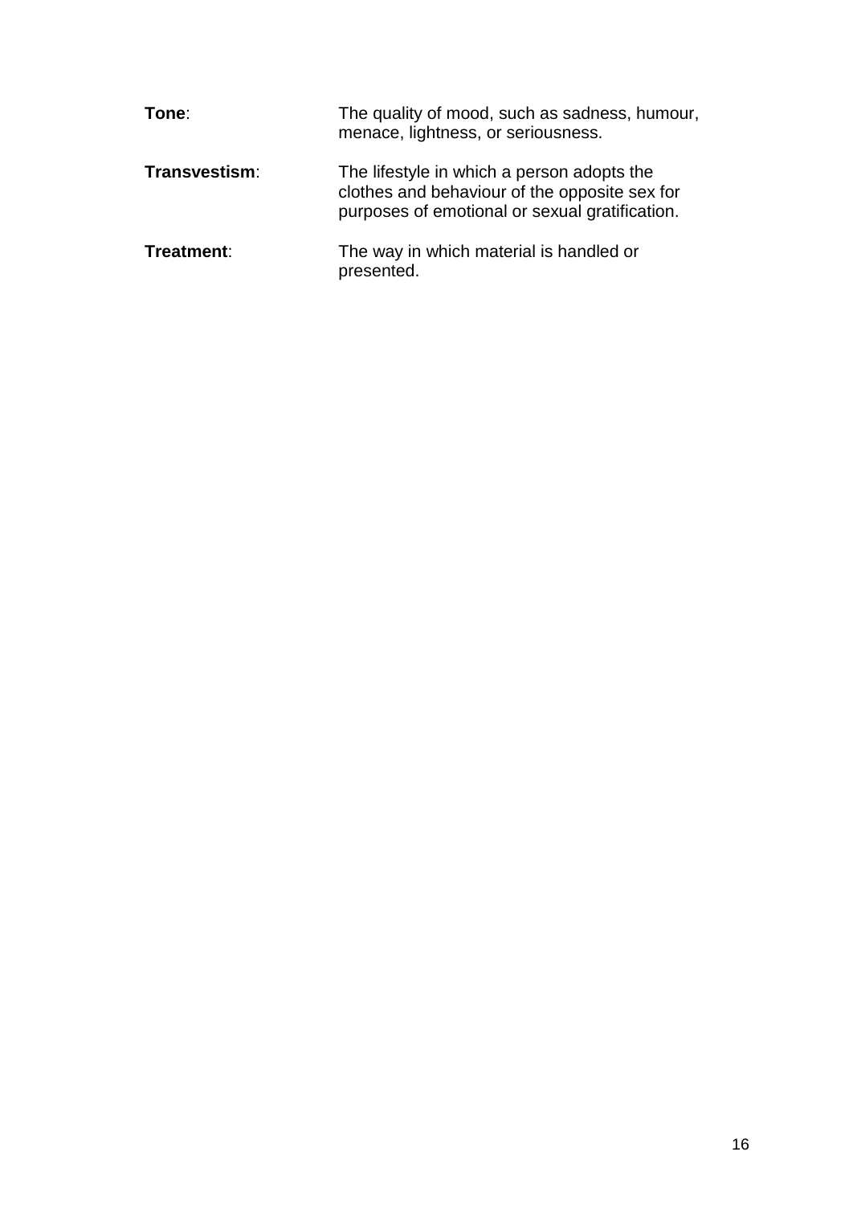**Tone**: The quality of mood, such as sadness, humour, menace, lightness, or seriousness.

**Transvestism**: The lifestyle in which a person adopts the clothes and behaviour of the opposite sex for purposes of emotional or sexual gratification.

**Treatment**: The way in which material is handled or presented.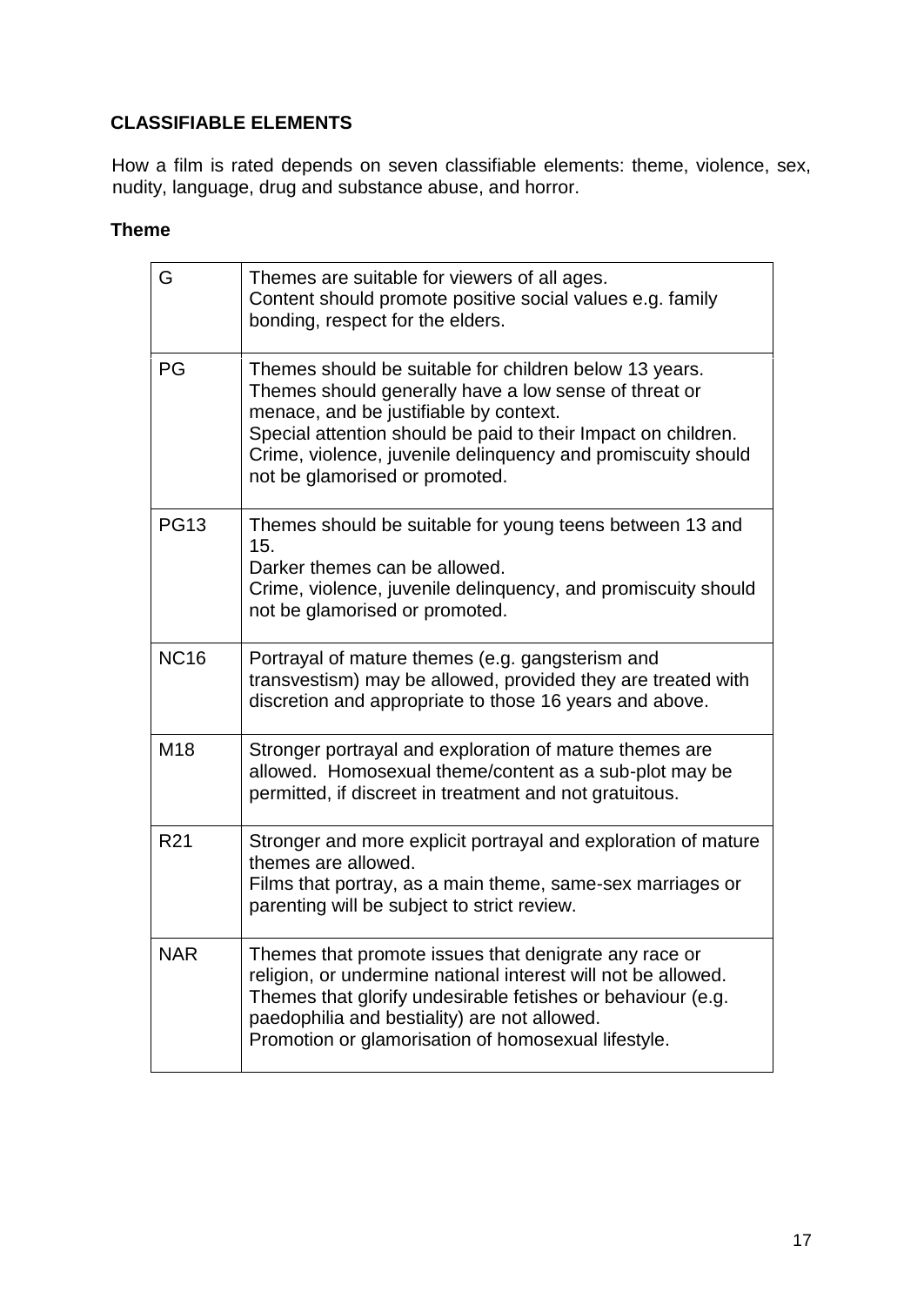## CLASSIFIABLE ELEMENTS

How a film is rated depends on seven classifiable elements: theme, violence, sex, nudity, language, drug and substance abuse, and horror.

### Theme

| | |
|---|---|
| G | Themes are suitable for viewers of all ages.<br>Content should promote positive social values e.g. family bonding, respect for the elders. |
| PG | Themes should be suitable for children below 13 years.<br>Themes should generally have a low sense of threat or menace, and be justifiable by context.<br>Special attention should be paid to their Impact on children.<br>Crime, violence, juvenile delinquency and promiscuity should not be glamorised or promoted. |
| PG13 | Themes should be suitable for young teens between 13 and 15.<br>Darker themes can be allowed.<br>Crime, violence, juvenile delinquency, and promiscuity should not be glamorised or promoted. |
| NC16 | Portrayal of mature themes (e.g. gangsterism and transvestism) may be allowed, provided they are treated with discretion and appropriate to those 16 years and above. |
| M18 | Stronger portrayal and exploration of mature themes are allowed. Homosexual theme/content as a sub-plot may be permitted, if discreet in treatment and not gratuitous. |
| R21 | Stronger and more explicit portrayal and exploration of mature themes are allowed.<br>Films that portray, as a main theme, same-sex marriages or parenting will be subject to strict review. |
| NAR | Themes that promote issues that denigrate any race or religion, or undermine national interest will not be allowed.<br>Themes that glorify undesirable fetishes or behaviour (e.g. paedophilia and bestiality) are not allowed.<br>Promotion or glamorisation of homosexual lifestyle. |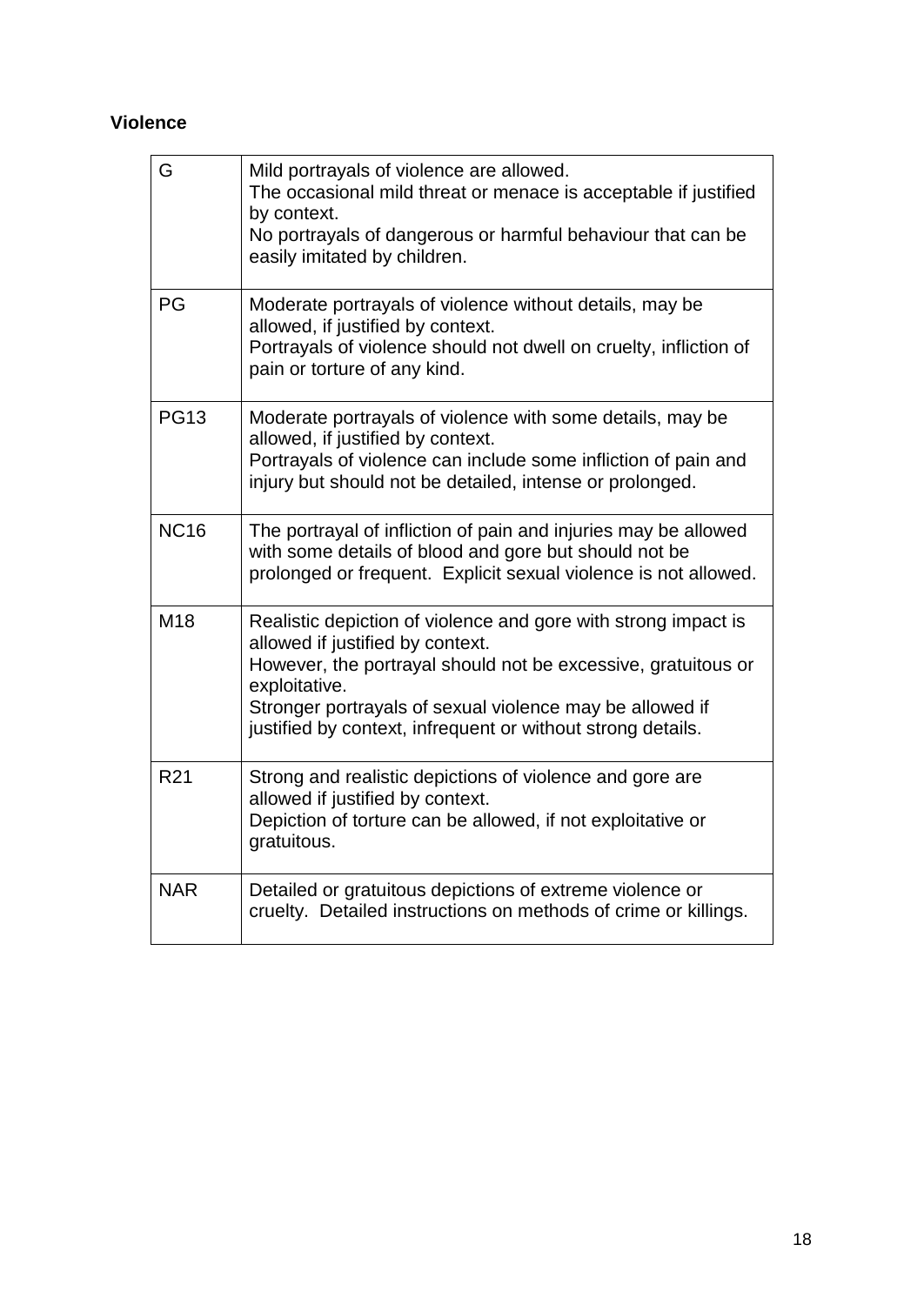**Violence**

| | |
|---|---|
| G | Mild portrayals of violence are allowed.<br>The occasional mild threat or menace is acceptable if justified by context.<br>No portrayals of dangerous or harmful behaviour that can be easily imitated by children. |
| PG | Moderate portrayals of violence without details, may be allowed, if justified by context.<br>Portrayals of violence should not dwell on cruelty, infliction of pain or torture of any kind. |
| PG13 | Moderate portrayals of violence with some details, may be allowed, if justified by context.<br>Portrayals of violence can include some infliction of pain and injury but should not be detailed, intense or prolonged. |
| NC16 | The portrayal of infliction of pain and injuries may be allowed with some details of blood and gore but should not be prolonged or frequent. Explicit sexual violence is not allowed. |
| M18 | Realistic depiction of violence and gore with strong impact is allowed if justified by context.<br>However, the portrayal should not be excessive, gratuitous or exploitative.<br>Stronger portrayals of sexual violence may be allowed if justified by context, infrequent or without strong details. |
| R21 | Strong and realistic depictions of violence and gore are allowed if justified by context.<br>Depiction of torture can be allowed, if not exploitative or gratuitous. |
| NAR | Detailed or gratuitous depictions of extreme violence or cruelty. Detailed instructions on methods of crime or killings. |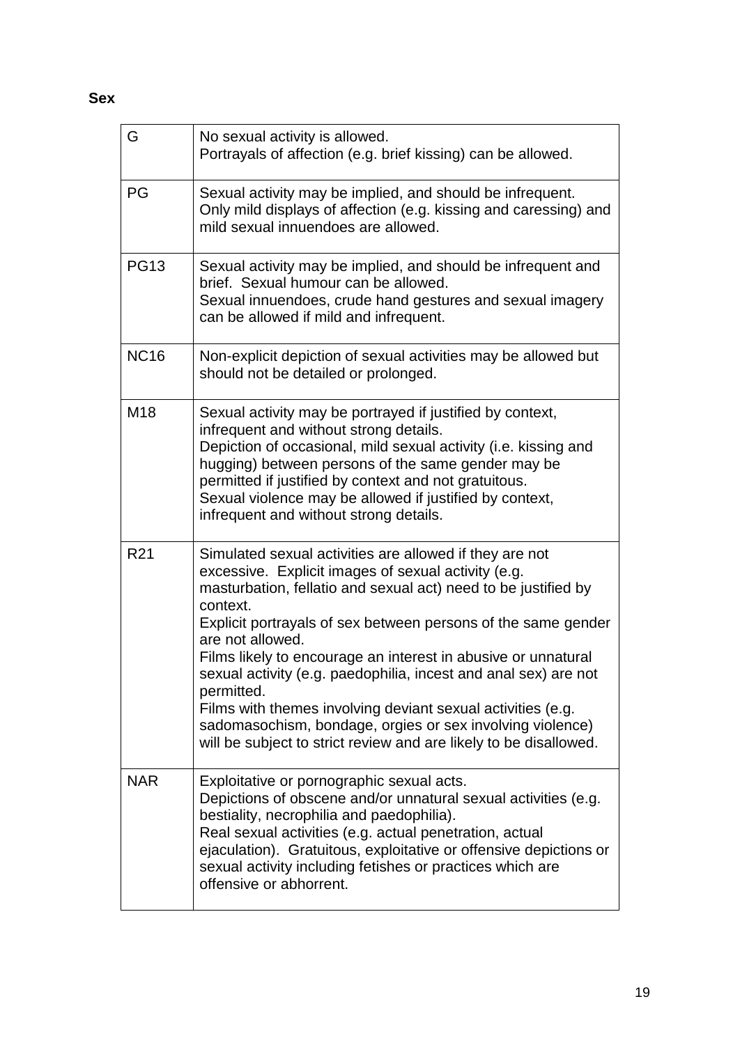**Sex**

| | |
|---|---|
| G | No sexual activity is allowed.<br>Portrayals of affection (e.g. brief kissing) can be allowed. |
| PG | Sexual activity may be implied, and should be infrequent.<br>Only mild displays of affection (e.g. kissing and caressing) and mild sexual innuendoes are allowed. |
| PG13 | Sexual activity may be implied, and should be infrequent and brief. Sexual humour can be allowed.<br>Sexual innuendoes, crude hand gestures and sexual imagery can be allowed if mild and infrequent. |
| NC16 | Non-explicit depiction of sexual activities may be allowed but should not be detailed or prolonged. |
| M18 | Sexual activity may be portrayed if justified by context, infrequent and without strong details.<br>Depiction of occasional, mild sexual activity (i.e. kissing and hugging) between persons of the same gender may be permitted if justified by context and not gratuitous.<br>Sexual violence may be allowed if justified by context, infrequent and without strong details. |
| R21 | Simulated sexual activities are allowed if they are not excessive. Explicit images of sexual activity (e.g. masturbation, fellatio and sexual act) need to be justified by context.<br>Explicit portrayals of sex between persons of the same gender are not allowed.<br>Films likely to encourage an interest in abusive or unnatural sexual activity (e.g. paedophilia, incest and anal sex) are not permitted.<br>Films with themes involving deviant sexual activities (e.g. sadomasochism, bondage, orgies or sex involving violence) will be subject to strict review and are likely to be disallowed. |
| NAR | Exploitative or pornographic sexual acts.<br>Depictions of obscene and/or unnatural sexual activities (e.g. bestiality, necrophilia and paedophilia).<br>Real sexual activities (e.g. actual penetration, actual ejaculation). Gratuitous, exploitative or offensive depictions or sexual activity including fetishes or practices which are offensive or abhorrent. |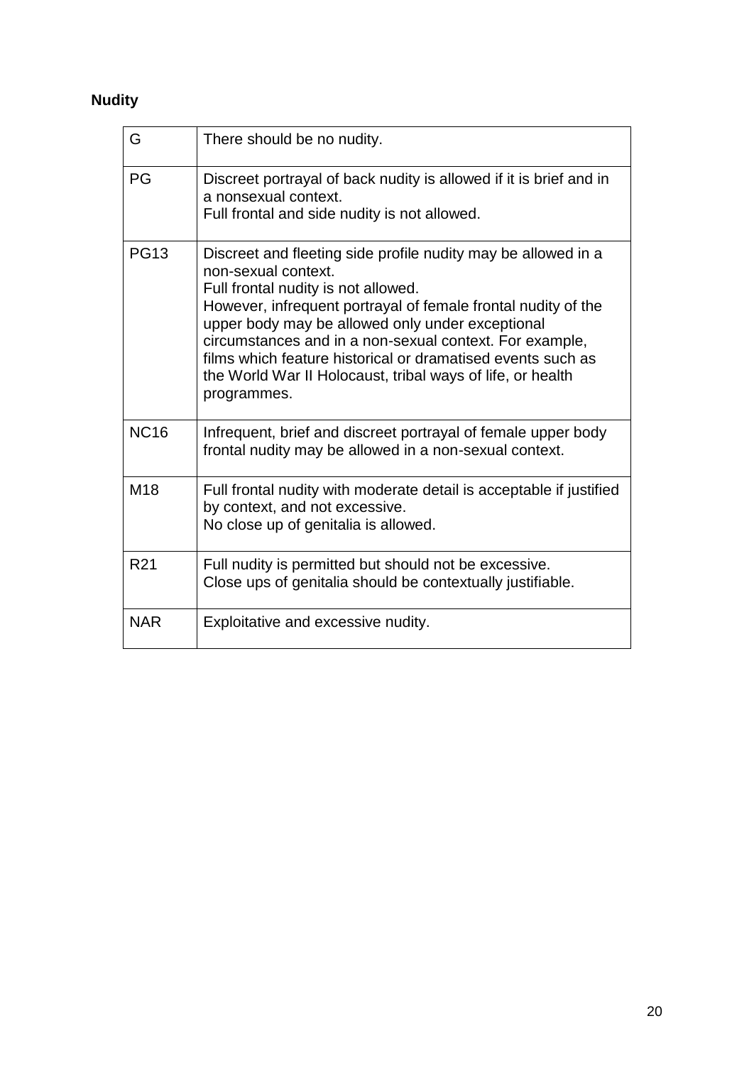**Nudity**

| | |
|---|---|
| G | There should be no nudity. |
| PG | Discreet portrayal of back nudity is allowed if it is brief and in a nonsexual context.<br>Full frontal and side nudity is not allowed. |
| PG13 | Discreet and fleeting side profile nudity may be allowed in a non-sexual context.<br>Full frontal nudity is not allowed.<br>However, infrequent portrayal of female frontal nudity of the upper body may be allowed only under exceptional circumstances and in a non-sexual context. For example, films which feature historical or dramatised events such as the World War II Holocaust, tribal ways of life, or health programmes. |
| NC16 | Infrequent, brief and discreet portrayal of female upper body frontal nudity may be allowed in a non-sexual context. |
| M18 | Full frontal nudity with moderate detail is acceptable if justified by context, and not excessive.<br>No close up of genitalia is allowed. |
| R21 | Full nudity is permitted but should not be excessive.<br>Close ups of genitalia should be contextually justifiable. |
| NAR | Exploitative and excessive nudity. |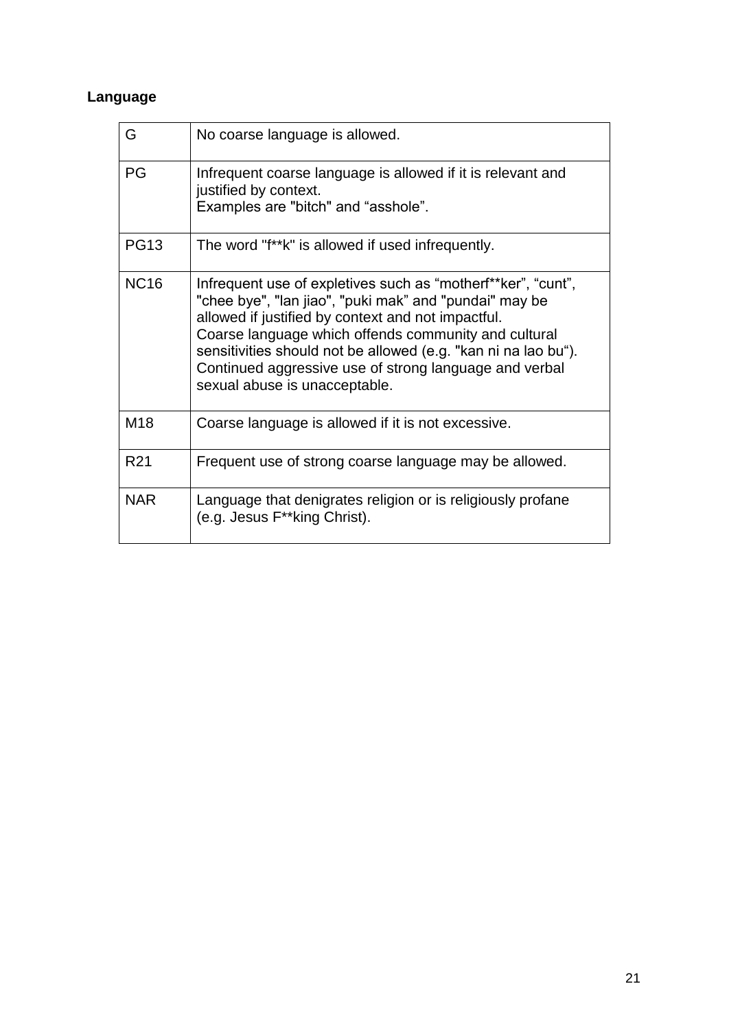**Language**

| | |
|---|---|
| G | No coarse language is allowed. |
| PG | Infrequent coarse language is allowed if it is relevant and justified by context.<br>Examples are "bitch" and “asshole”. |
| PG13 | The word "f**k" is allowed if used infrequently. |
| NC16 | Infrequent use of expletives such as “motherf**ker”, “cunt”, "chee bye", "lan jiao", "puki mak” and "pundai" may be allowed if justified by context and not impactful.<br>Coarse language which offends community and cultural sensitivities should not be allowed (e.g. "kan ni na lao bu“).<br>Continued aggressive use of strong language and verbal sexual abuse is unacceptable. |
| M18 | Coarse language is allowed if it is not excessive. |
| R21 | Frequent use of strong coarse language may be allowed. |
| NAR | Language that denigrates religion or is religiously profane (e.g. Jesus F**king Christ). |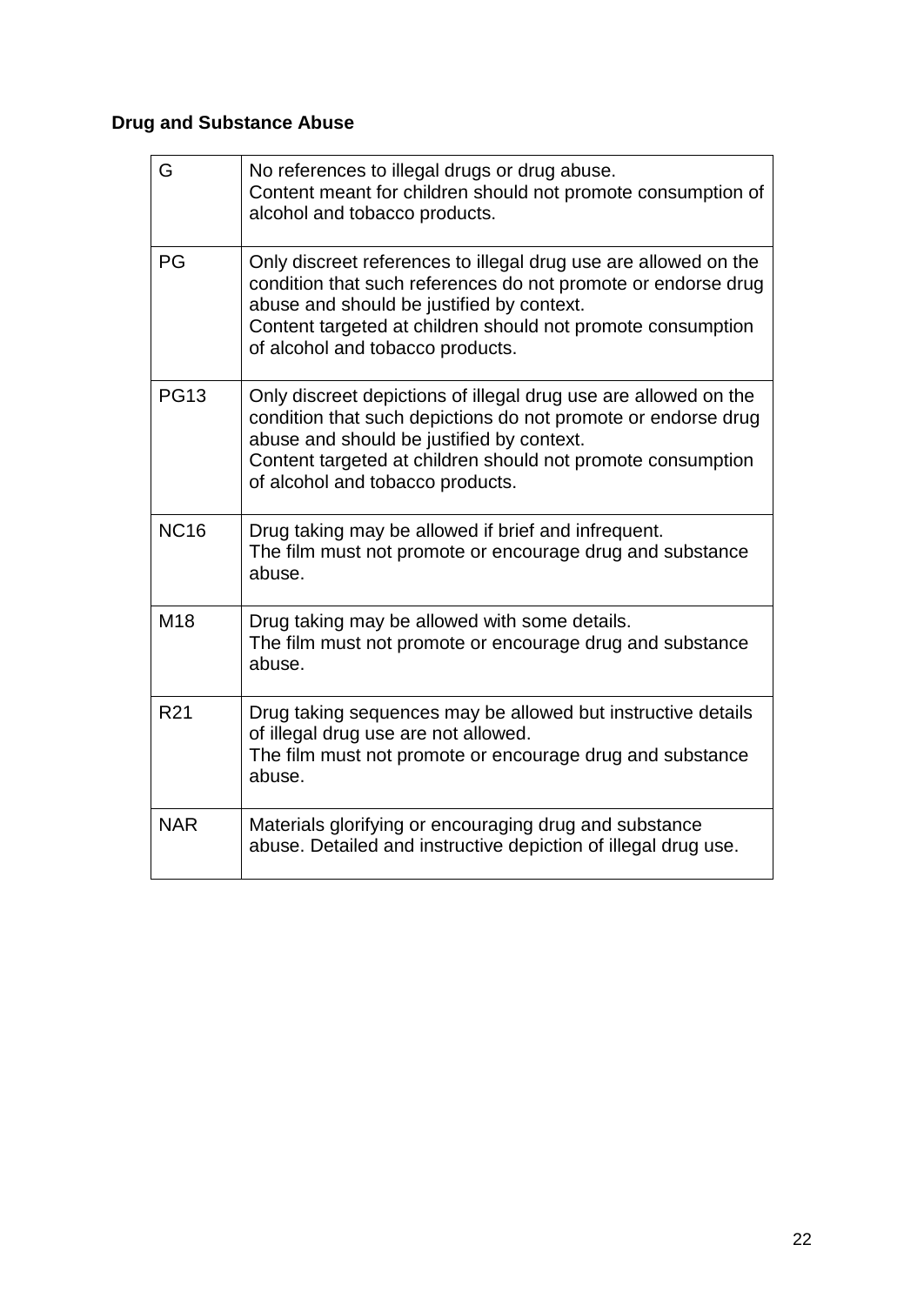**Drug and Substance Abuse**

| | |
|---|---|
| G | No references to illegal drugs or drug abuse.<br>Content meant for children should not promote consumption of alcohol and tobacco products. |
| PG | Only discreet references to illegal drug use are allowed on the condition that such references do not promote or endorse drug abuse and should be justified by context.<br>Content targeted at children should not promote consumption of alcohol and tobacco products. |
| PG13 | Only discreet depictions of illegal drug use are allowed on the condition that such depictions do not promote or endorse drug abuse and should be justified by context.<br>Content targeted at children should not promote consumption of alcohol and tobacco products. |
| NC16 | Drug taking may be allowed if brief and infrequent.<br>The film must not promote or encourage drug and substance abuse. |
| M18 | Drug taking may be allowed with some details.<br>The film must not promote or encourage drug and substance abuse. |
| R21 | Drug taking sequences may be allowed but instructive details of illegal drug use are not allowed.<br>The film must not promote or encourage drug and substance abuse. |
| NAR | Materials glorifying or encouraging drug and substance abuse. Detailed and instructive depiction of illegal drug use. |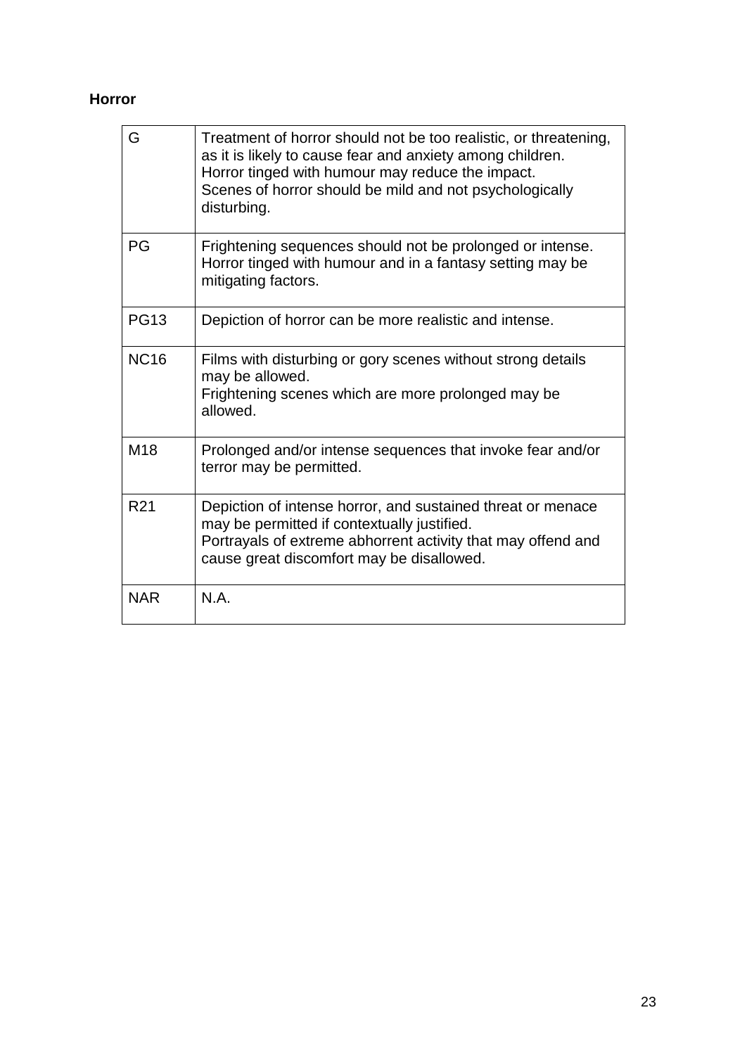**Horror**

| | |
|---|---|
| G | Treatment of horror should not be too realistic, or threatening, as it is likely to cause fear and anxiety among children.<br>Horror tinged with humour may reduce the impact.<br>Scenes of horror should be mild and not psychologically disturbing. |
| PG | Frightening sequences should not be prolonged or intense.<br>Horror tinged with humour and in a fantasy setting may be mitigating factors. |
| PG13 | Depiction of horror can be more realistic and intense. |
| NC16 | Films with disturbing or gory scenes without strong details may be allowed.<br>Frightening scenes which are more prolonged may be allowed. |
| M18 | Prolonged and/or intense sequences that invoke fear and/or terror may be permitted. |
| R21 | Depiction of intense horror, and sustained threat or menace may be permitted if contextually justified.<br>Portrayals of extreme abhorrent activity that may offend and cause great discomfort may be disallowed. |
| NAR | N.A. |